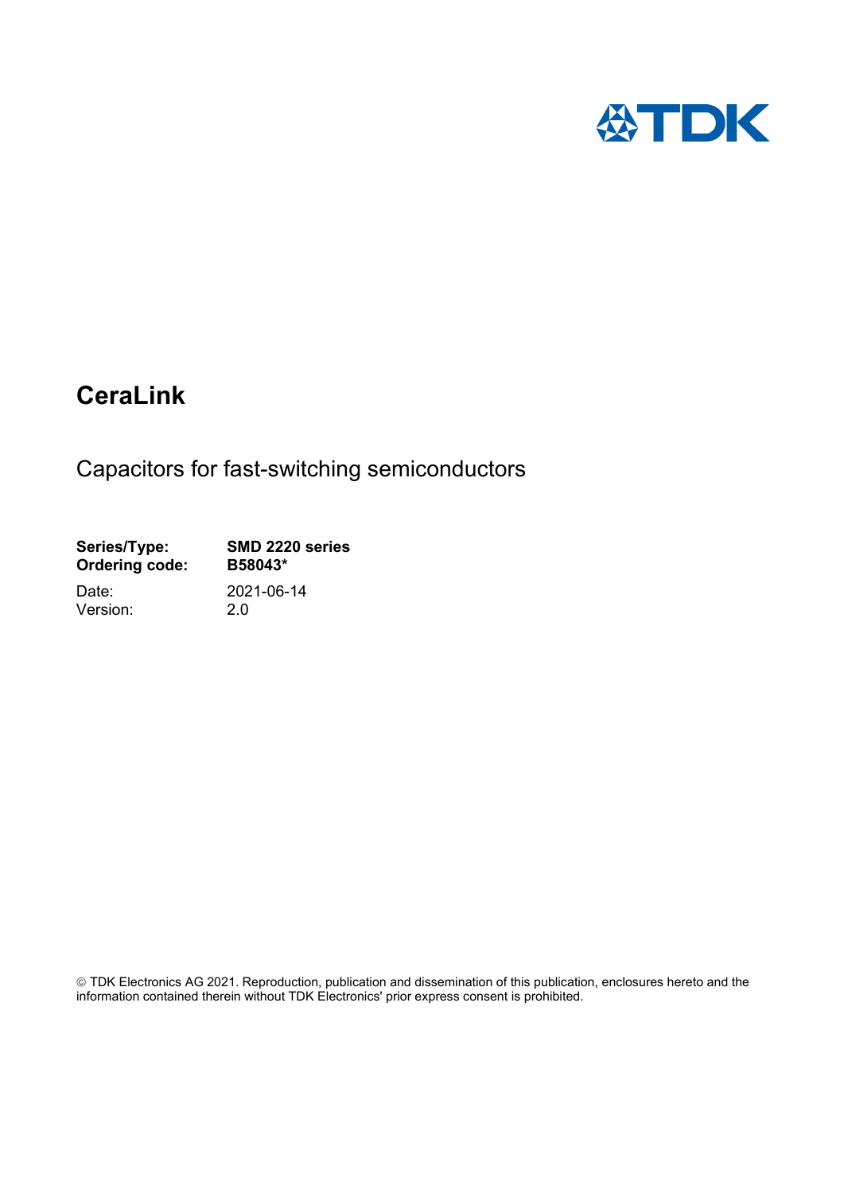# CeraLink

Capacitors for fast-switching semiconductors

| | |
|---|---|
| **Series/Type:** | **SMD 2220 series** |
| **Ordering code:** | **B58043*** |
| Date: | 2021-06-14 |
| Version: | 2.0 |

© TDK Electronics AG 2021. Reproduction, publication and dissemination of this publication, enclosures hereto and the information contained therein without TDK Electronics' prior express consent is prohibited.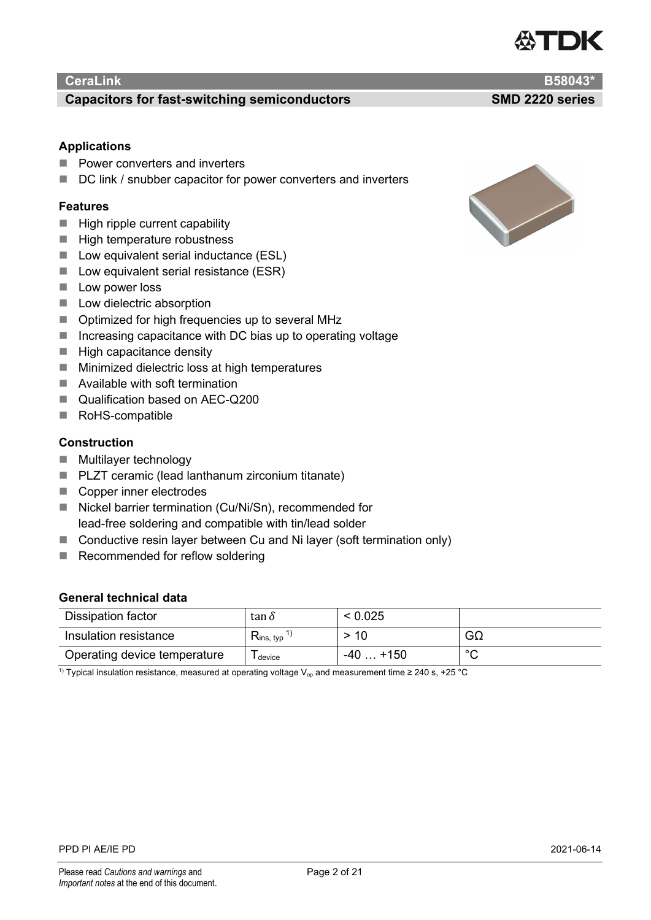## CeraLink B58043*

### Capacitors for fast-switching semiconductors SMD 2220 series

**Applications**

- Power converters and inverters
- DC link / snubber capacitor for power converters and inverters

**Features**

- High ripple current capability
- High temperature robustness
- Low equivalent serial inductance (ESL)
- Low equivalent serial resistance (ESR)
- Low power loss
- Low dielectric absorption
- Optimized for high frequencies up to several MHz
- Increasing capacitance with DC bias up to operating voltage
- High capacitance density
- Minimized dielectric loss at high temperatures
- Available with soft termination
- Qualification based on AEC-Q200
- RoHS-compatible

**Construction**

- Multilayer technology
- PLZT ceramic (lead lanthanum zirconium titanate)
- Copper inner electrodes
- Nickel barrier termination (Cu/Ni/Sn), recommended for lead-free soldering and compatible with tin/lead solder
- Conductive resin layer between Cu and Ni layer (soft termination only)
- Recommended for reflow soldering

**General technical data**

| Dissipation factor | $\tan\delta$ | < 0.025 | |
|---|---|---|---|
| Insulation resistance | $R_{ins,\,typ}$ [1] | > 10 | GΩ |
| Operating device temperature | $T_{device}$ | -40 … +150 | °C |

[1] Typical insulation resistance, measured at operating voltage $V_{op}$ and measurement time ≥ 240 s, +25 °C

PPD PI AE/IE PD 2021-06-14

Please read *Cautions and warnings* and *Important notes* at the end of this document.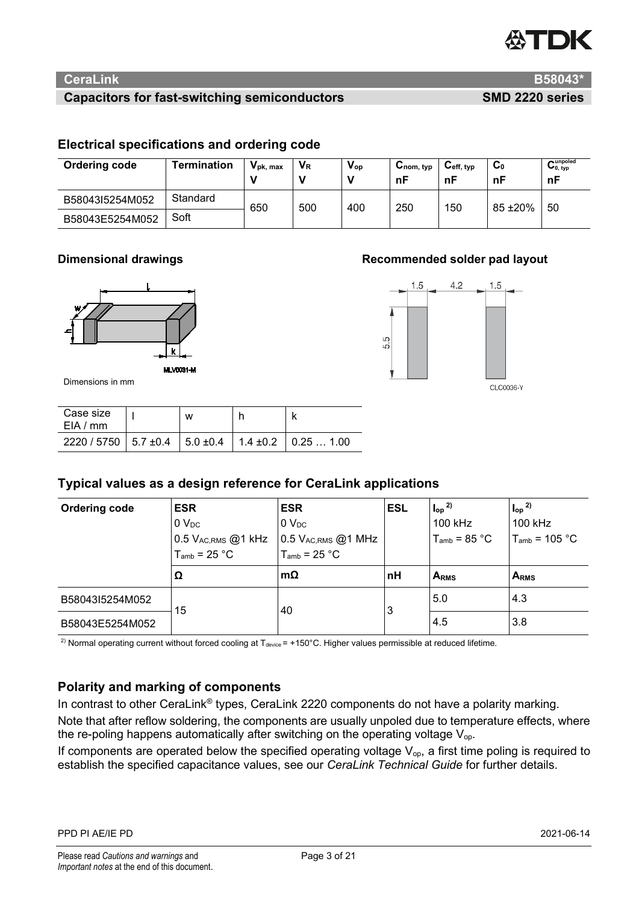## Electrical specifications and ordering code

| Ordering code | Termination | $V_{pk, max}$ V | $V_R$ V | $V_{op}$ V | $C_{nom, typ}$ nF | $C_{eff, typ}$ nF | $C_0$ nF | $C_{0, typ}^{unpoled}$ nF |
|---|---|---|---|---|---|---|---|---|
| B58043I5254M052 | Standard | 650 | 500 | 400 | 250 | 150 | 85 ±20% | 50 |
| B58043E5254M052 | Soft | | | | | | | |

### Dimensional drawings

MLV0031-M

Dimensions in mm

| Case size EIA / mm | l | w | h | k |
|---|---|---|---|---|
| 2220 / 5750 | 5.7 ±0.4 | 5.0 ±0.4 | 1.4 ±0.2 | 0.25 … 1.00 |

### Recommended solder pad layout

1.5 4.2 1.5

5.5

CLC0036-Y

## Typical values as a design reference for CeraLink applications

| Ordering code | ESR<br>0 $V_{DC}$<br>0.5 $V_{AC,RMS}$ @1 kHz<br>$T_{amb}$ = 25 °C | ESR<br>0 $V_{DC}$<br>0.5 $V_{AC,RMS}$ @1 MHz<br>$T_{amb}$ = 25 °C | ESL | $I_{op}$ [2)]<br>100 kHz<br>$T_{amb}$ = 85 °C | $I_{op}$ [2)]<br>100 kHz<br>$T_{amb}$ = 105 °C |
|---|---|---|---|---|---|
| | Ω | mΩ | nH | $A_{RMS}$ | $A_{RMS}$ |
| B58043I5254M052 | 15 | 40 | 3 | 5.0 | 4.3 |
| B58043E5254M052 | | | | 4.5 | 3.8 |

[2)] Normal operating current without forced cooling at $T_{device}$ = +150°C. Higher values permissible at reduced lifetime.

## Polarity and marking of components

In contrast to other CeraLink® types, CeraLink 2220 components do not have a polarity marking.

Note that after reflow soldering, the components are usually unpoled due to temperature effects, where the re-poling happens automatically after switching on the operating voltage $V_{op}$.

If components are operated below the specified operating voltage $V_{op}$, a first time poling is required to establish the specified capacitance values, see our *CeraLink Technical Guide* for further details.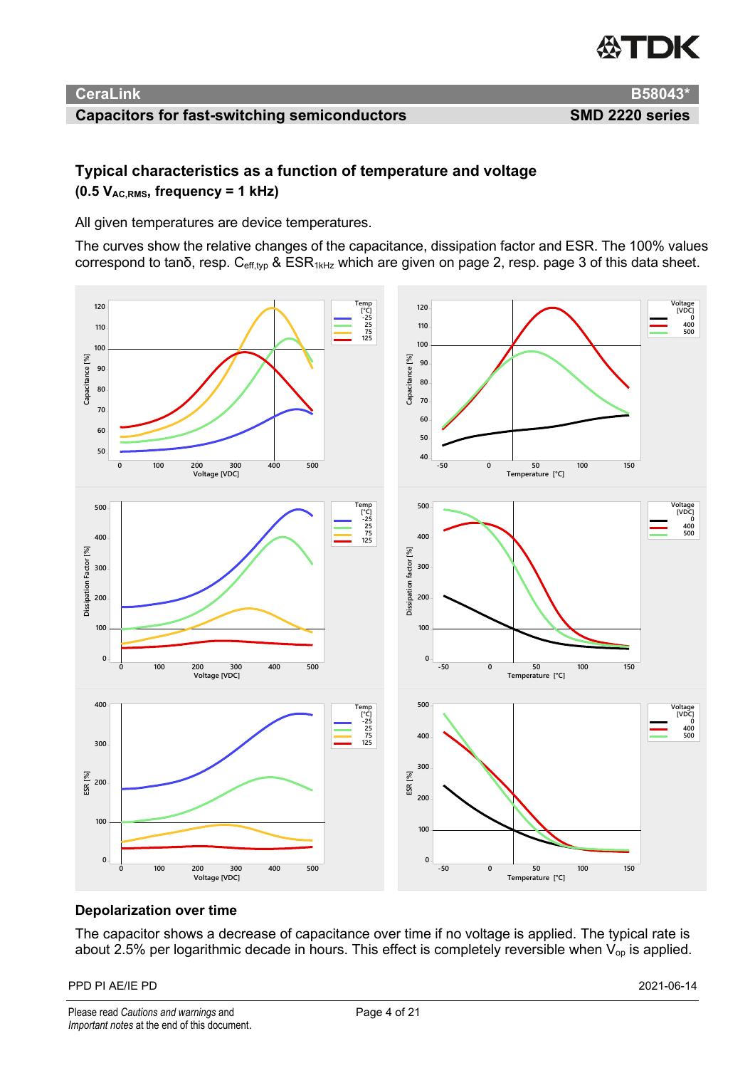## Typical characteristics as a function of temperature and voltage

**(0.5 $V_{AC,RMS}$, frequency = 1 kHz)**

All given temperatures are device temperatures.

The curves show the relative changes of the capacitance, dissipation factor and ESR. The 100% values correspond to tanδ, resp. $C_{eff,typ}$ & $ESR_{1kHz}$ which are given on page 2, resp. page 3 of this data sheet.

## Depolarization over time

The capacitor shows a decrease of capacitance over time if no voltage is applied. The typical rate is about 2.5% per logarithmic decade in hours. This effect is completely reversible when $V_{op}$ is applied.

PPD PI AE/IE PD 2021-06-14

Please read *Cautions and warnings* and *Important notes* at the end of this document.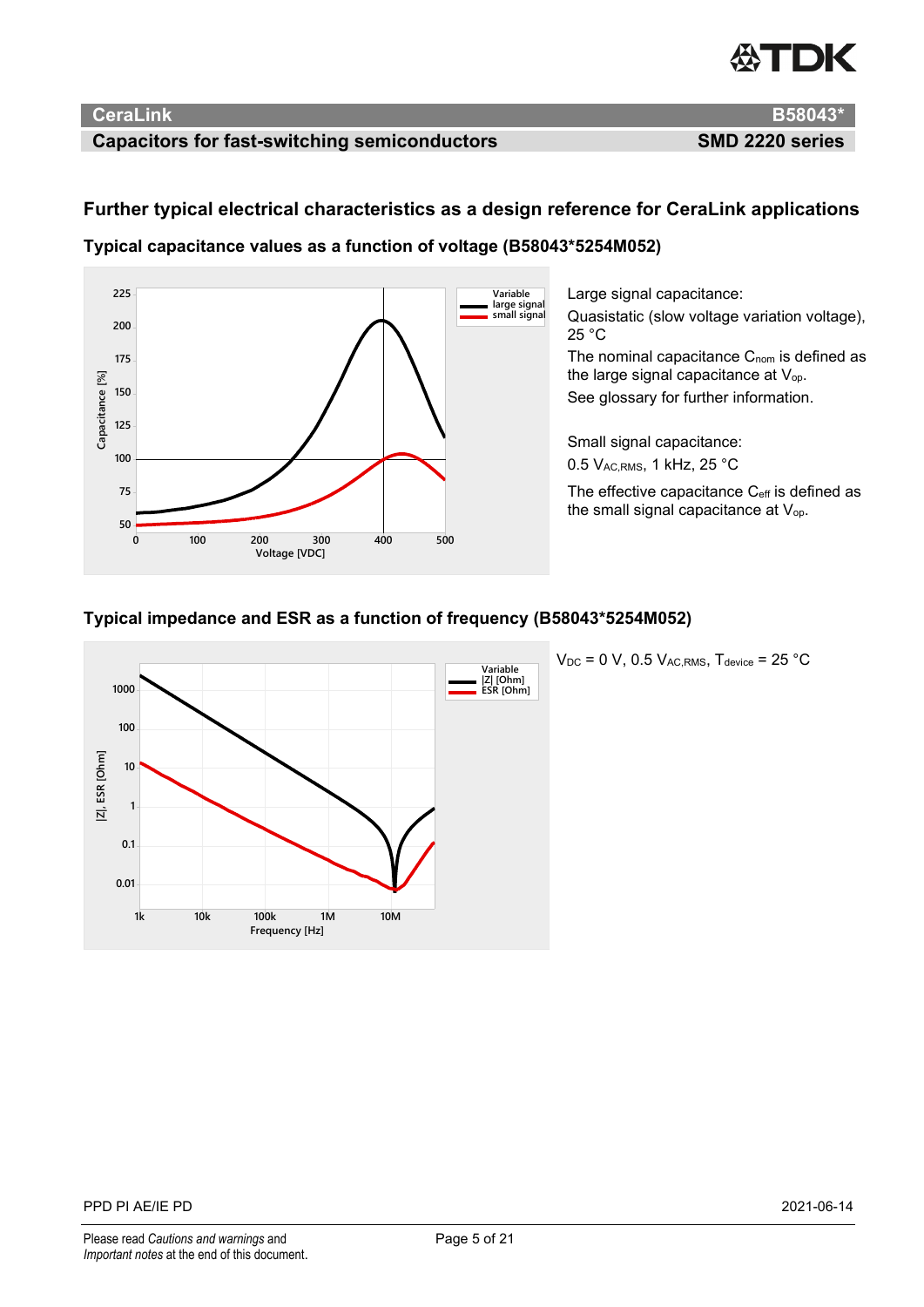## Further typical electrical characteristics as a design reference for CeraLink applications

### Typical capacitance values as a function of voltage (B58043*5254M052)

Large signal capacitance:

Quasistatic (slow voltage variation voltage), 25 °C

The nominal capacitance $C_{nom}$ is defined as the large signal capacitance at $V_{op}$.

See glossary for further information.

Small signal capacitance:

0.5 $V_{AC,RMS}$, 1 kHz, 25 °C

The effective capacitance $C_{eff}$ is defined as the small signal capacitance at $V_{op}$.

### Typical impedance and ESR as a function of frequency (B58043*5254M052)

$V_{DC}$ = 0 V, 0.5 $V_{AC,RMS}$, $T_{device}$ = 25 °C

PPD PI AE/IE PD 2021-06-14

Please read *Cautions and warnings* and *Important notes* at the end of this document.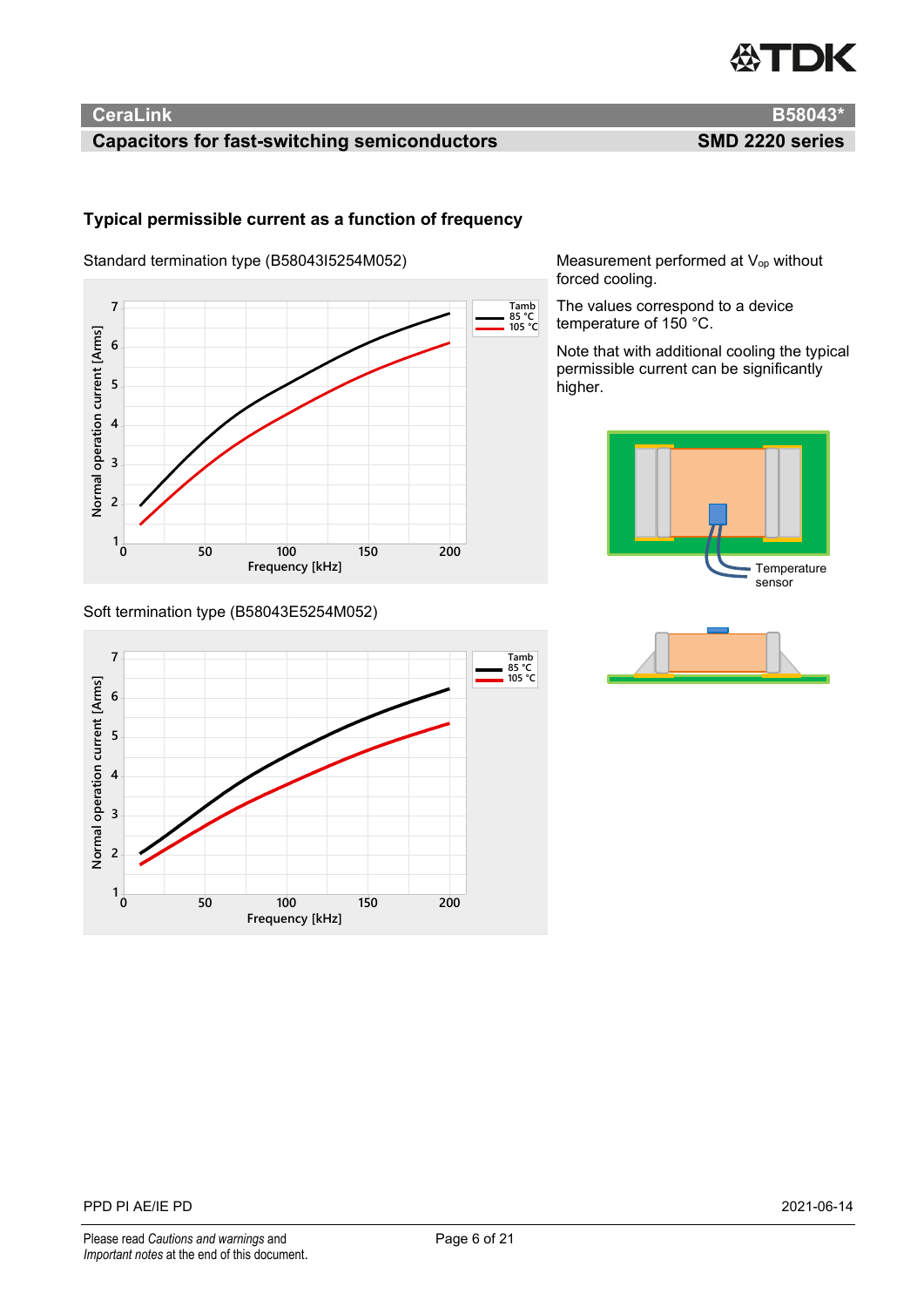## Typical permissible current as a function of frequency

Standard termination type (B58043I5254M052)

Measurement performed at $V_{op}$ without forced cooling.

The values correspond to a device temperature of 150 °C.

Note that with additional cooling the typical permissible current can be significantly higher.

Soft termination type (B58043E5254M052)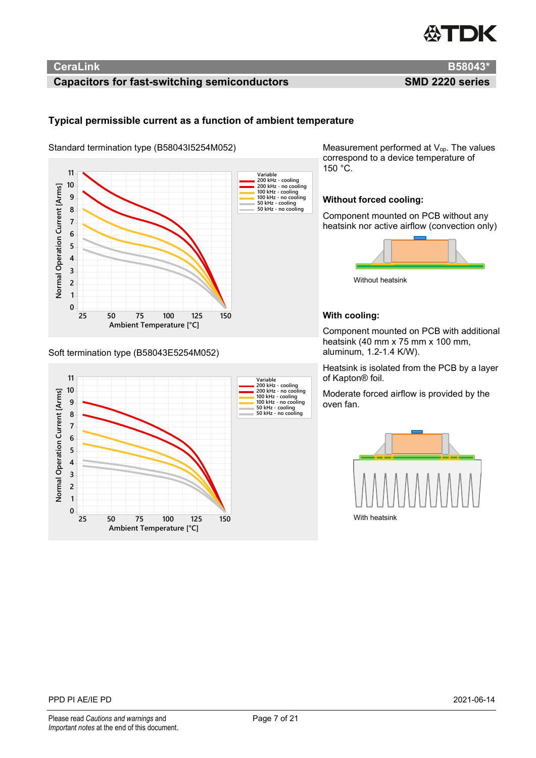# CeraLink B58043*

## Capacitors for fast-switching semiconductors — SMD 2220 series

### Typical permissible current as a function of ambient temperature

Standard termination type (B58043I5254M052)

Soft termination type (B58043E5254M052)

Measurement performed at $V_{op}$. The values correspond to a device temperature of 150 °C.

**Without forced cooling:**

Component mounted on PCB without any heatsink nor active airflow (convection only)

Without heatsink

**With cooling:**

Component mounted on PCB with additional heatsink (40 mm x 75 mm x 100 mm, aluminum, 1.2-1.4 K/W).

Heatsink is isolated from the PCB by a layer of Kapton® foil.

Moderate forced airflow is provided by the oven fan.

With heatsink

PPD PI AE/IE PD 2021-06-14

Please read *Cautions and warnings* and *Important notes* at the end of this document.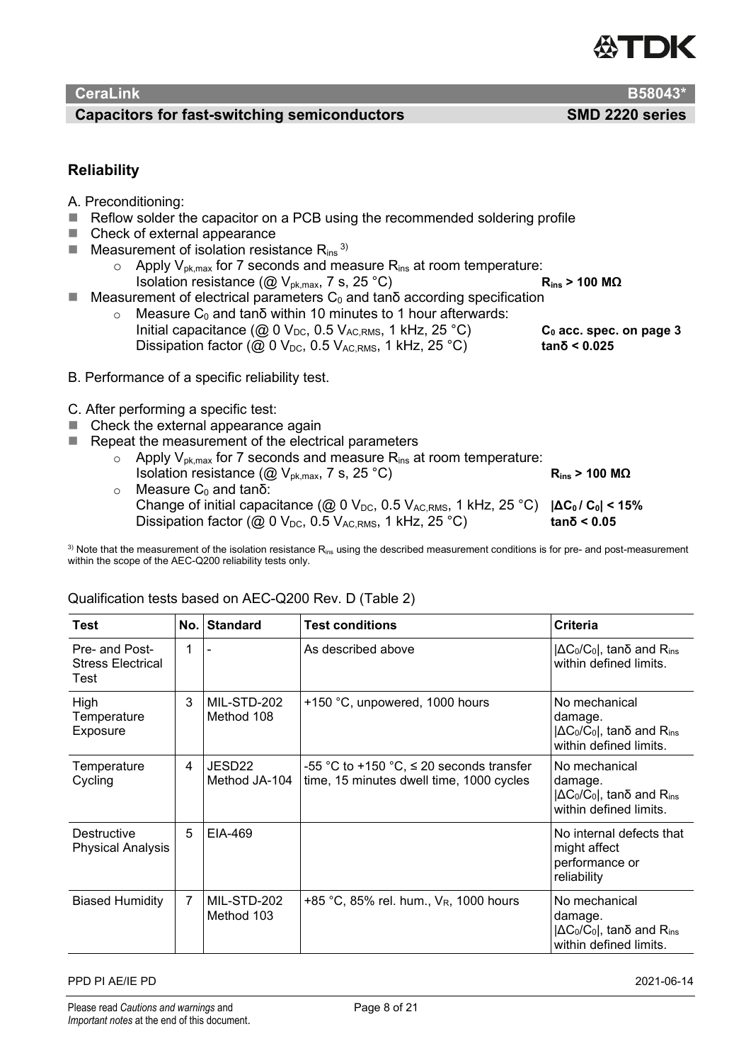## Reliability

A. Preconditioning:

- Reflow solder the capacitor on a PCB using the recommended soldering profile
- Check of external appearance
- Measurement of isolation resistance $R_{ins}$ [3)]
  - Apply $V_{pk,max}$ for 7 seconds and measure $R_{ins}$ at room temperature:
    Isolation resistance (@ $V_{pk,max}$, 7 s, 25 °C) **$R_{ins}$ > 100 MΩ**
- Measurement of electrical parameters $C_0$ and tanδ according specification
  - Measure $C_0$ and tanδ within 10 minutes to 1 hour afterwards:
    Initial capacitance (@ 0 $V_{DC}$, 0.5 $V_{AC,RMS}$, 1 kHz, 25 °C) **$C_0$ acc. spec. on page 3**
    Dissipation factor (@ 0 $V_{DC}$, 0.5 $V_{AC,RMS}$, 1 kHz, 25 °C) **tanδ < 0.025**

B. Performance of a specific reliability test.

C. After performing a specific test:

- Check the external appearance again
- Repeat the measurement of the electrical parameters
  - Apply $V_{pk,max}$ for 7 seconds and measure $R_{ins}$ at room temperature:
    Isolation resistance (@ $V_{pk,max}$, 7 s, 25 °C) **$R_{ins}$ > 100 MΩ**
  - Measure $C_0$ and tanδ:
    Change of initial capacitance (@ 0 $V_{DC}$, 0.5 $V_{AC,RMS}$, 1 kHz, 25 °C) **$|\Delta C_0 / C_0|$ < 15%**
    Dissipation factor (@ 0 $V_{DC}$, 0.5 $V_{AC,RMS}$, 1 kHz, 25 °C) **tanδ < 0.05**

3) Note that the measurement of the isolation resistance $R_{ins}$ using the described measurement conditions is for pre- and post-measurement within the scope of the AEC-Q200 reliability tests only.

Qualification tests based on AEC-Q200 Rev. D (Table 2)

| Test | No. | Standard | Test conditions | Criteria |
|---|---|---|---|---|
| Pre- and Post-Stress Electrical Test | 1 | - | As described above | $|\Delta C_0/C_0|$, tanδ and $R_{ins}$ within defined limits. |
| High Temperature Exposure | 3 | MIL-STD-202 Method 108 | +150 °C, unpowered, 1000 hours | No mechanical damage. $|\Delta C_0/C_0|$, tanδ and $R_{ins}$ within defined limits. |
| Temperature Cycling | 4 | JESD22 Method JA-104 | -55 °C to +150 °C, ≤ 20 seconds transfer time, 15 minutes dwell time, 1000 cycles | No mechanical damage. $|\Delta C_0/C_0|$, tanδ and $R_{ins}$ within defined limits. |
| Destructive Physical Analysis | 5 | EIA-469 | | No internal defects that might affect performance or reliability |
| Biased Humidity | 7 | MIL-STD-202 Method 103 | +85 °C, 85% rel. hum., $V_R$, 1000 hours | No mechanical damage. $|\Delta C_0/C_0|$, tanδ and $R_{ins}$ within defined limits. |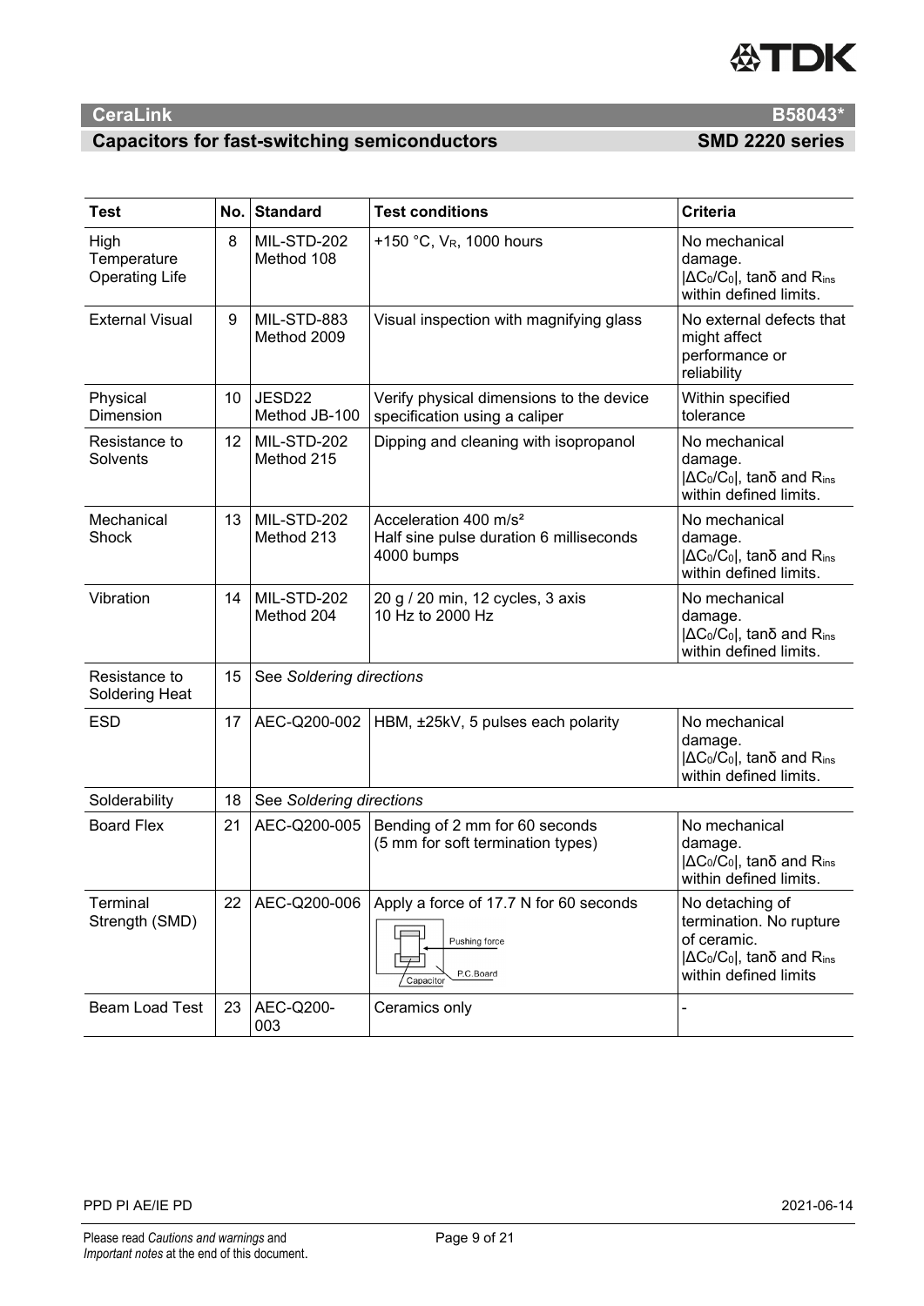| Test | No. | Standard | Test conditions | Criteria |
|---|---|---|---|---|
| High Temperature Operating Life | 8 | MIL-STD-202 Method 108 | +150 °C, $V_R$, 1000 hours | No mechanical damage. $\|\Delta C_0/C_0\|$, tanδ and $R_{ins}$ within defined limits. |
| External Visual | 9 | MIL-STD-883 Method 2009 | Visual inspection with magnifying glass | No external defects that might affect performance or reliability |
| Physical Dimension | 10 | JESD22 Method JB-100 | Verify physical dimensions to the device specification using a caliper | Within specified tolerance |
| Resistance to Solvents | 12 | MIL-STD-202 Method 215 | Dipping and cleaning with isopropanol | No mechanical damage. $\|\Delta C_0/C_0\|$, tanδ and $R_{ins}$ within defined limits. |
| Mechanical Shock | 13 | MIL-STD-202 Method 213 | Acceleration 400 m/s² Half sine pulse duration 6 milliseconds 4000 bumps | No mechanical damage. $\|\Delta C_0/C_0\|$, tanδ and $R_{ins}$ within defined limits. |
| Vibration | 14 | MIL-STD-202 Method 204 | 20 g / 20 min, 12 cycles, 3 axis 10 Hz to 2000 Hz | No mechanical damage. $\|\Delta C_0/C_0\|$, tanδ and $R_{ins}$ within defined limits. |
| Resistance to Soldering Heat | 15 | See *Soldering directions* | | |
| ESD | 17 | AEC-Q200-002 | HBM, ±25kV, 5 pulses each polarity | No mechanical damage. $\|\Delta C_0/C_0\|$, tanδ and $R_{ins}$ within defined limits. |
| Solderability | 18 | See *Soldering directions* | | |
| Board Flex | 21 | AEC-Q200-005 | Bending of 2 mm for 60 seconds (5 mm for soft termination types) | No mechanical damage. $\|\Delta C_0/C_0\|$, tanδ and $R_{ins}$ within defined limits. |
| Terminal Strength (SMD) | 22 | AEC-Q200-006 | Apply a force of 17.7 N for 60 seconds (Pushing force, Capacitor, P.C.Board) | No detaching of termination. No rupture of ceramic. $\|\Delta C_0/C_0\|$, tanδ and $R_{ins}$ within defined limits |
| Beam Load Test | 23 | AEC-Q200-003 | Ceramics only | - |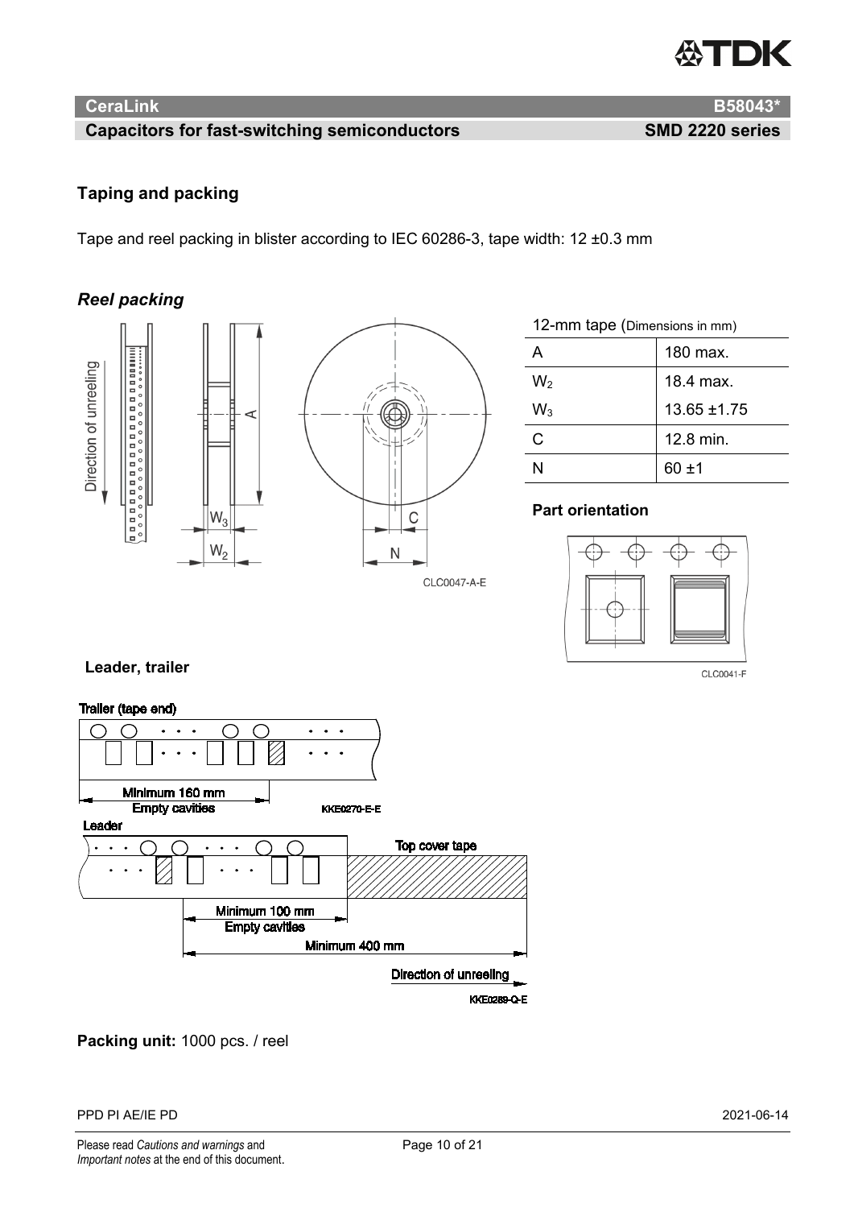## Taping and packing

Tape and reel packing in blister according to IEC 60286-3, tape width: 12 ±0.3 mm

### *Reel packing*

CLC0047-A-E

| 12-mm tape (Dimensions in mm) | |
|---|---|
| A | 180 max. |
| $W_2$ | 18.4 max. |
| $W_3$ | 13.65 ±1.75 |
| C | 12.8 min. |
| N | 60 ±1 |

**Part orientation**

CLC0041-F

**Leader, trailer**

Trailer (tape end)

Minimum 160 mm
Empty cavities

KKE0270-E-E

Leader

Top cover tape

Minimum 100 mm
Empty cavities

Minimum 400 mm

Direction of unreeling

KKE0289-Q-E

**Packing unit:** 1000 pcs. / reel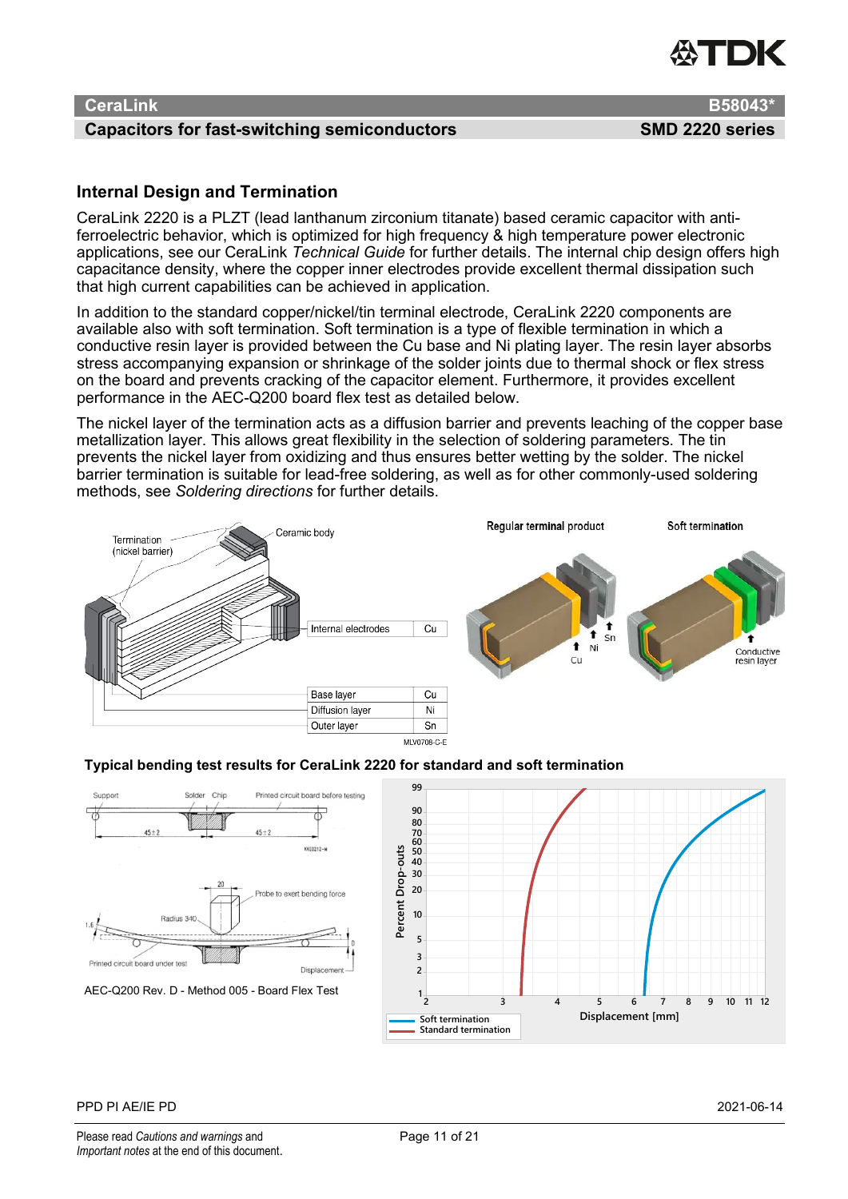## Internal Design and Termination

CeraLink 2220 is a PLZT (lead lanthanum zirconium titanate) based ceramic capacitor with anti-ferroelectric behavior, which is optimized for high frequency & high temperature power electronic applications, see our CeraLink *Technical Guide* for further details. The internal chip design offers high capacitance density, where the copper inner electrodes provide excellent thermal dissipation such that high current capabilities can be achieved in application.

In addition to the standard copper/nickel/tin terminal electrode, CeraLink 2220 components are available also with soft termination. Soft termination is a type of flexible termination in which a conductive resin layer is provided between the Cu base and Ni plating layer. The resin layer absorbs stress accompanying expansion or shrinkage of the solder joints due to thermal shock or flex stress on the board and prevents cracking of the capacitor element. Furthermore, it provides excellent performance in the AEC-Q200 board flex test as detailed below.

The nickel layer of the termination acts as a diffusion barrier and prevents leaching of the copper base metallization layer. This allows great flexibility in the selection of soldering parameters. The tin prevents the nickel layer from oxidizing and thus ensures better wetting by the solder. The nickel barrier termination is suitable for lead-free soldering, as well as for other commonly-used soldering methods, see *Soldering directions* for further details.

| Layer | Material |
|---|---|
| Internal electrodes | Cu |
| Base layer | Cu |
| Diffusion layer | Ni |
| Outer layer | Sn |

### Typical bending test results for CeraLink 2220 for standard and soft termination

AEC-Q200 Rev. D - Method 005 - Board Flex Test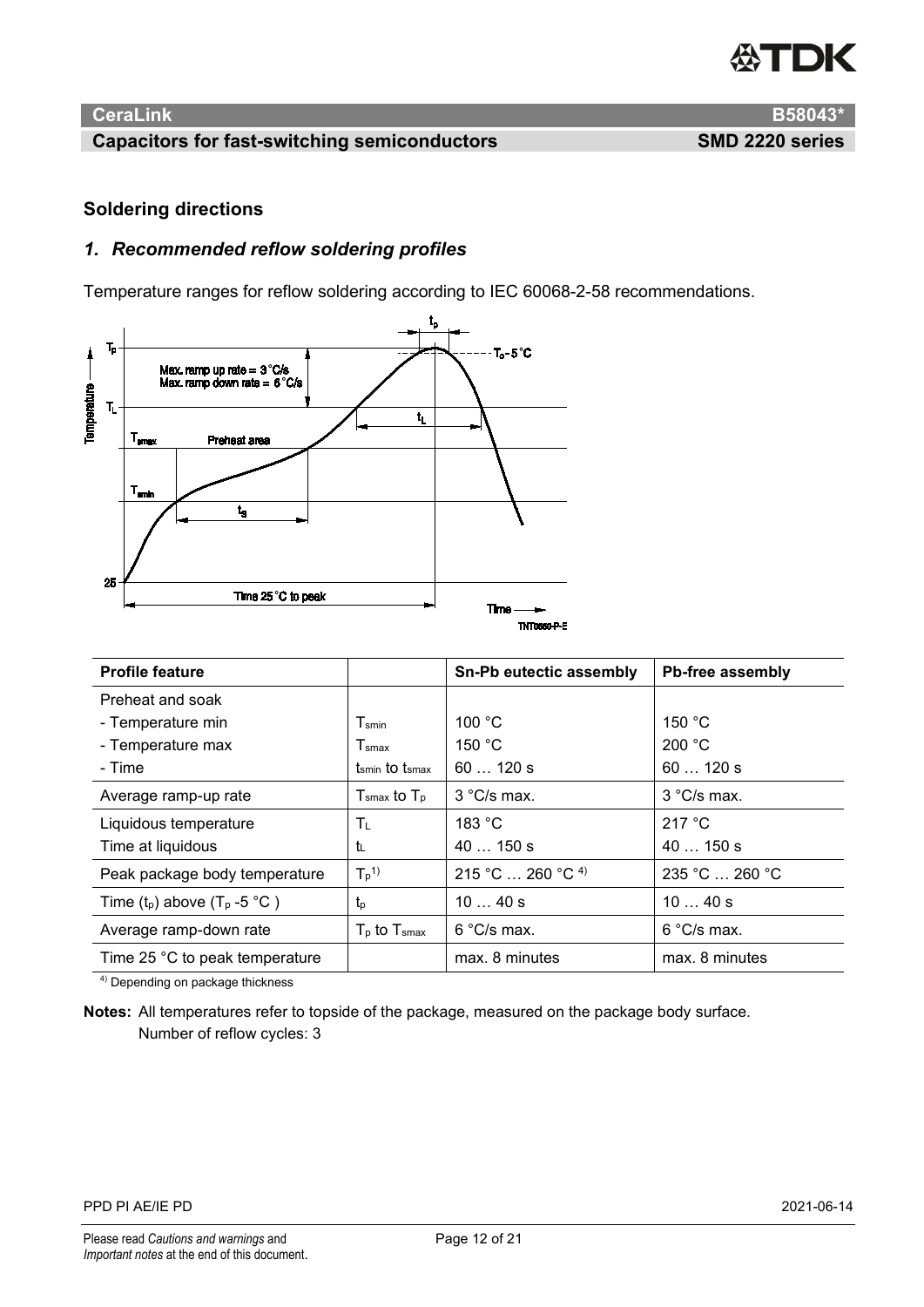## Soldering directions

### *1. Recommended reflow soldering profiles*

Temperature ranges for reflow soldering according to IEC 60068-2-58 recommendations.

| Profile feature | | Sn-Pb eutectic assembly | Pb-free assembly |
|---|---|---|---|
| Preheat and soak | | | |
| - Temperature min | $T_{smin}$ | 100 °C | 150 °C |
| - Temperature max | $T_{smax}$ | 150 °C | 200 °C |
| - Time | $t_{smin}$ to $t_{smax}$ | 60 … 120 s | 60 … 120 s |
| Average ramp-up rate | $T_{smax}$ to $T_p$ | 3 °C/s max. | 3 °C/s max. |
| Liquidous temperature | $T_L$ | 183 °C | 217 °C |
| Time at liquidous | $t_L$ | 40 … 150 s | 40 … 150 s |
| Peak package body temperature | $T_p$[1] | 215 °C … 260 °C [4] | 235 °C … 260 °C |
| Time ($t_p$) above ($T_p$ -5 °C ) | $t_p$ | 10 … 40 s | 10 … 40 s |
| Average ramp-down rate | $T_p$ to $T_{smax}$ | 6 °C/s max. | 6 °C/s max. |
| Time 25 °C to peak temperature | | max. 8 minutes | max. 8 minutes |

[4] Depending on package thickness

**Notes:** All temperatures refer to topside of the package, measured on the package body surface.
Number of reflow cycles: 3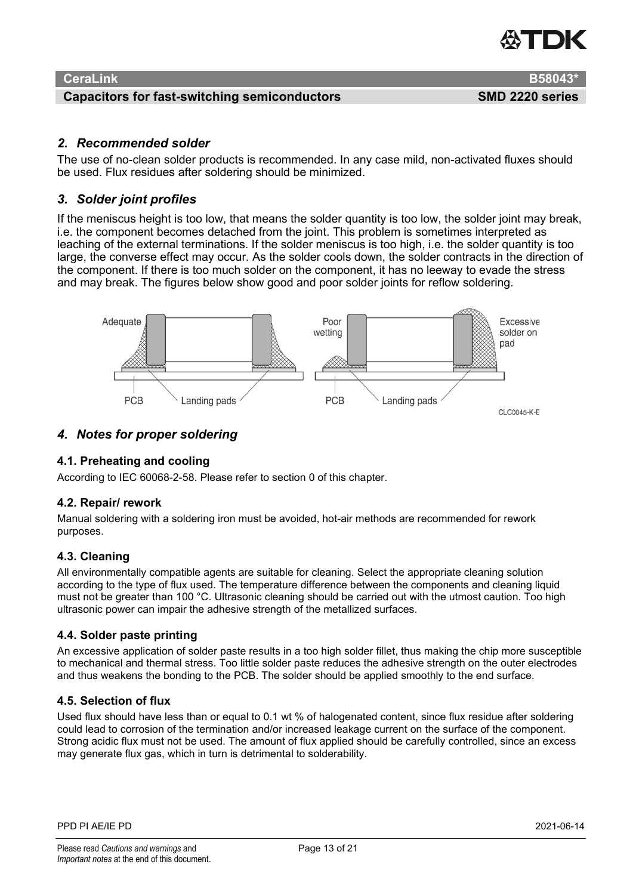## *2. Recommended solder*

The use of no-clean solder products is recommended. In any case mild, non-activated fluxes should be used. Flux residues after soldering should be minimized.

## *3. Solder joint profiles*

If the meniscus height is too low, that means the solder quantity is too low, the solder joint may break, i.e. the component becomes detached from the joint. This problem is sometimes interpreted as leaching of the external terminations. If the solder meniscus is too high, i.e. the solder quantity is too large, the converse effect may occur. As the solder cools down, the solder contracts in the direction of the component. If there is too much solder on the component, it has no leeway to evade the stress and may break. The figures below show good and poor solder joints for reflow soldering.

Adequate | Poor wetting | Excessive solder on pad | PCB | Landing pads | PCB | Landing pads

CLC0045-K-E

## *4. Notes for proper soldering*

### 4.1. Preheating and cooling

According to IEC 60068-2-58. Please refer to section 0 of this chapter.

### 4.2. Repair/ rework

Manual soldering with a soldering iron must be avoided, hot-air methods are recommended for rework purposes.

### 4.3. Cleaning

All environmentally compatible agents are suitable for cleaning. Select the appropriate cleaning solution according to the type of flux used. The temperature difference between the components and cleaning liquid must not be greater than 100 °C. Ultrasonic cleaning should be carried out with the utmost caution. Too high ultrasonic power can impair the adhesive strength of the metallized surfaces.

### 4.4. Solder paste printing

An excessive application of solder paste results in a too high solder fillet, thus making the chip more susceptible to mechanical and thermal stress. Too little solder paste reduces the adhesive strength on the outer electrodes and thus weakens the bonding to the PCB. The solder should be applied smoothly to the end surface.

### 4.5. Selection of flux

Used flux should have less than or equal to 0.1 wt % of halogenated content, since flux residue after soldering could lead to corrosion of the termination and/or increased leakage current on the surface of the component. Strong acidic flux must not be used. The amount of flux applied should be carefully controlled, since an excess may generate flux gas, which in turn is detrimental to solderability.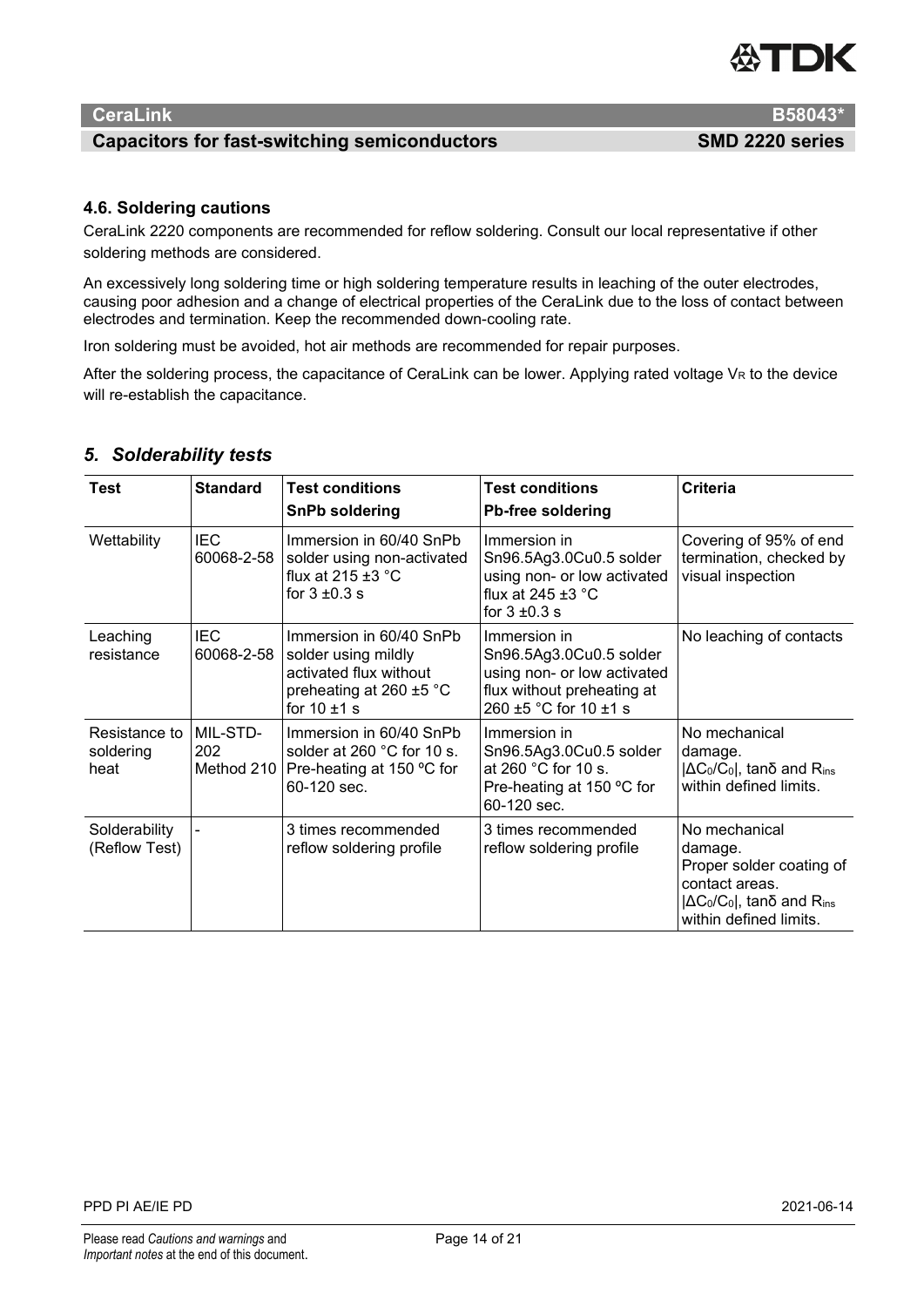### 4.6. Soldering cautions

CeraLink 2220 components are recommended for reflow soldering. Consult our local representative if other soldering methods are considered.

An excessively long soldering time or high soldering temperature results in leaching of the outer electrodes, causing poor adhesion and a change of electrical properties of the CeraLink due to the loss of contact between electrodes and termination. Keep the recommended down-cooling rate.

Iron soldering must be avoided, hot air methods are recommended for repair purposes.

After the soldering process, the capacitance of CeraLink can be lower. Applying rated voltage $V_R$ to the device will re-establish the capacitance.

## *5. Solderability tests*

| Test | Standard | Test conditions<br>**SnPb soldering** | Test conditions<br>**Pb-free soldering** | Criteria |
|---|---|---|---|---|
| Wettability | IEC 60068-2-58 | Immersion in 60/40 SnPb solder using non-activated flux at 215 ±3 °C for 3 ±0.3 s | Immersion in Sn96.5Ag3.0Cu0.5 solder using non- or low activated flux at 245 ±3 °C for 3 ±0.3 s | Covering of 95% of end termination, checked by visual inspection |
| Leaching resistance | IEC 60068-2-58 | Immersion in 60/40 SnPb solder using mildly activated flux without preheating at 260 ±5 °C for 10 ±1 s | Immersion in Sn96.5Ag3.0Cu0.5 solder using non- or low activated flux without preheating at 260 ±5 °C for 10 ±1 s | No leaching of contacts |
| Resistance to soldering heat | MIL-STD-202 Method 210 | Immersion in 60/40 SnPb solder at 260 °C for 10 s. Pre-heating at 150 ºC for 60-120 sec. | Immersion in Sn96.5Ag3.0Cu0.5 solder at 260 °C for 10 s. Pre-heating at 150 ºC for 60-120 sec. | No mechanical damage. $\lvert\Delta C_0/C_0\rvert$, tanδ and $R_{ins}$ within defined limits. |
| Solderability (Reflow Test) | - | 3 times recommended reflow soldering profile | 3 times recommended reflow soldering profile | No mechanical damage. Proper solder coating of contact areas. $\lvert\Delta C_0/C_0\rvert$, tanδ and $R_{ins}$ within defined limits. |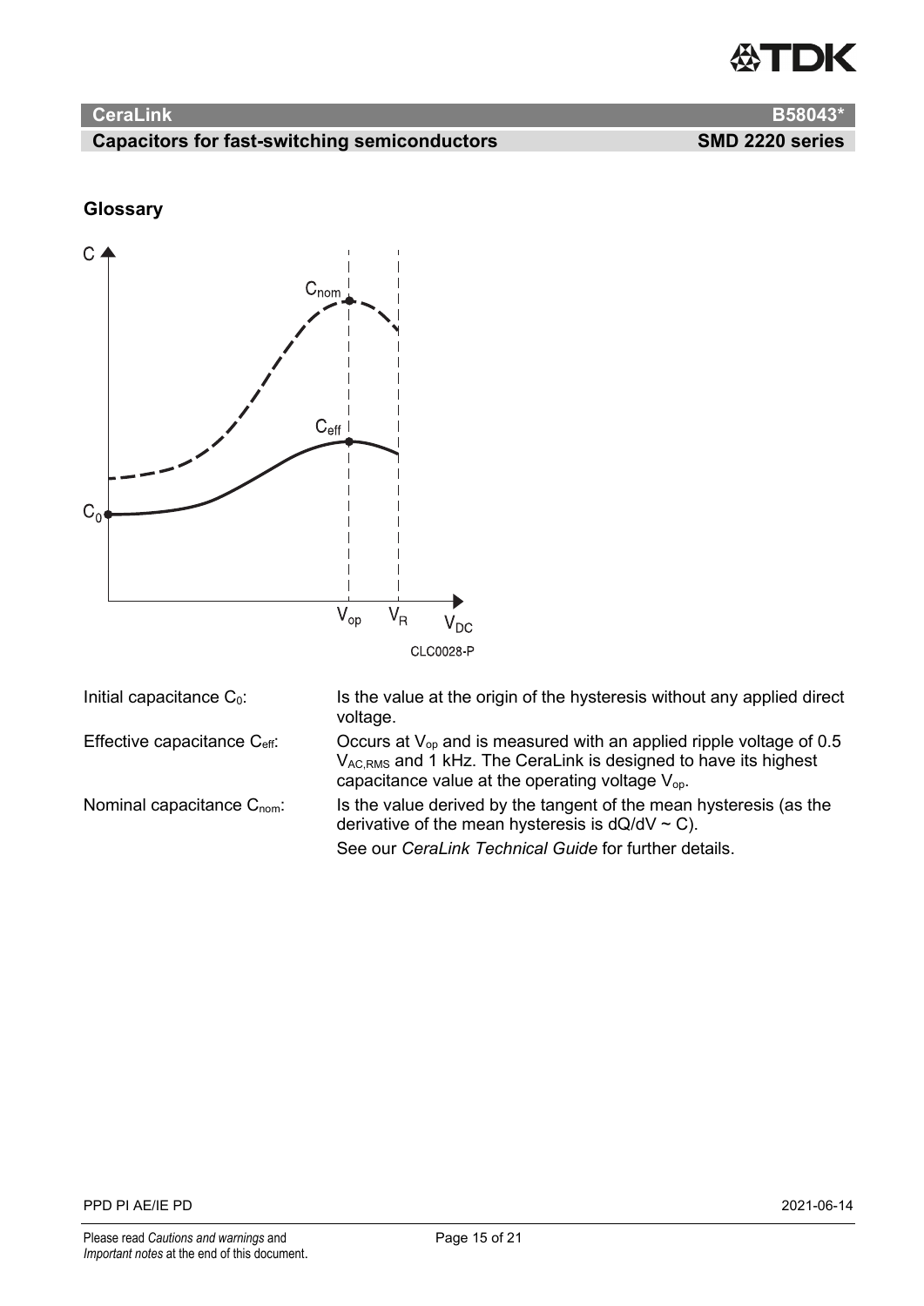## Glossary

CLC0028-P

| | |
|---|---|
| Initial capacitance $C_0$: | Is the value at the origin of the hysteresis without any applied direct voltage. |
| Effective capacitance $C_{eff}$: | Occurs at $V_{op}$ and is measured with an applied ripple voltage of 0.5 $V_{AC,RMS}$ and 1 kHz. The CeraLink is designed to have its highest capacitance value at the operating voltage $V_{op}$. |
| Nominal capacitance $C_{nom}$: | Is the value derived by the tangent of the mean hysteresis (as the derivative of the mean hysteresis is $dQ/dV \sim C$). |
| | See our *CeraLink Technical Guide* for further details. |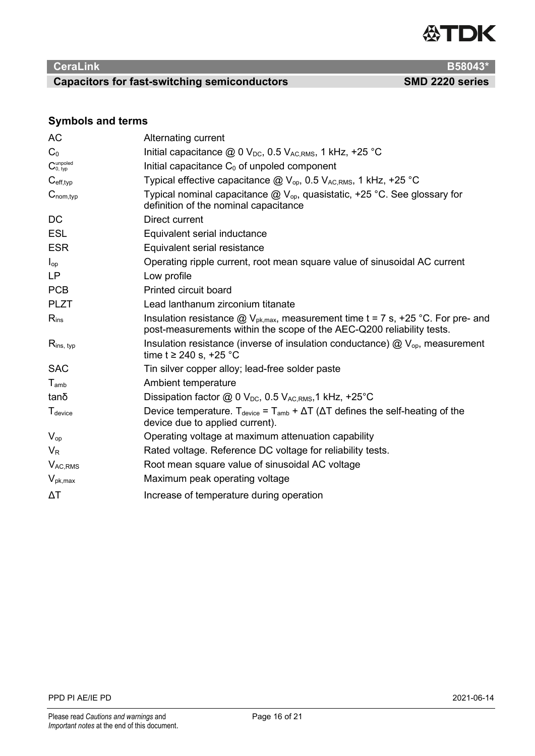## Symbols and terms

| | |
|---|---|
| AC | Alternating current |
| $C_0$ | Initial capacitance @ 0 $V_{DC}$, 0.5 $V_{AC,RMS}$, 1 kHz, +25 °C |
| $C_{0,typ}^{unpoled}$ | Initial capacitance $C_0$ of unpoled component |
| $C_{eff,typ}$ | Typical effective capacitance @ $V_{op}$, 0.5 $V_{AC,RMS}$, 1 kHz, +25 °C |
| $C_{nom,typ}$ | Typical nominal capacitance @ $V_{op}$, quasistatic, +25 °C. See glossary for definition of the nominal capacitance |
| DC | Direct current |
| ESL | Equivalent serial inductance |
| ESR | Equivalent serial resistance |
| $I_{op}$ | Operating ripple current, root mean square value of sinusoidal AC current |
| LP | Low profile |
| PCB | Printed circuit board |
| PLZT | Lead lanthanum zirconium titanate |
| $R_{ins}$ | Insulation resistance @ $V_{pk,max}$, measurement time t = 7 s, +25 °C. For pre- and post-measurements within the scope of the AEC-Q200 reliability tests. |
| $R_{ins,\ typ}$ | Insulation resistance (inverse of insulation conductance) @ $V_{op}$, measurement time t ≥ 240 s, +25 °C |
| SAC | Tin silver copper alloy; lead-free solder paste |
| $T_{amb}$ | Ambient temperature |
| tanδ | Dissipation factor @ 0 $V_{DC}$, 0.5 $V_{AC,RMS}$,1 kHz, +25°C |
| $T_{device}$ | Device temperature. $T_{device} = T_{amb} + \Delta T$ (ΔT defines the self-heating of the device due to applied current). |
| $V_{op}$ | Operating voltage at maximum attenuation capability |
| $V_R$ | Rated voltage. Reference DC voltage for reliability tests. |
| $V_{AC,RMS}$ | Root mean square value of sinusoidal AC voltage |
| $V_{pk,max}$ | Maximum peak operating voltage |
| ΔT | Increase of temperature during operation |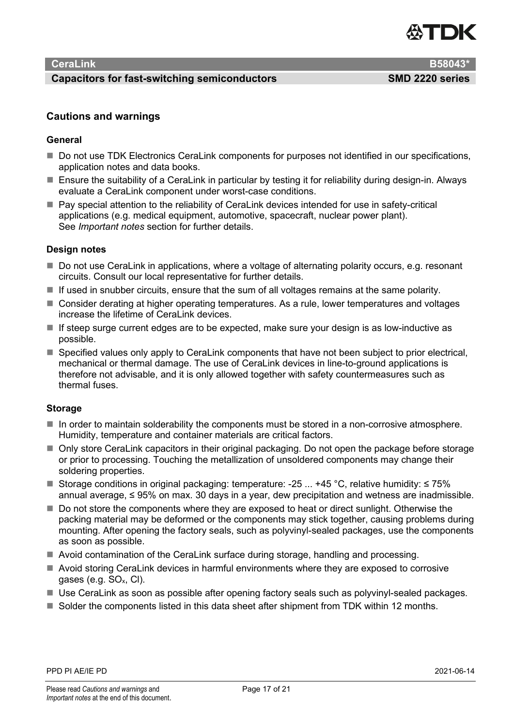## Cautions and warnings

### General

- Do not use TDK Electronics CeraLink components for purposes not identified in our specifications, application notes and data books.
- Ensure the suitability of a CeraLink in particular by testing it for reliability during design-in. Always evaluate a CeraLink component under worst-case conditions.
- Pay special attention to the reliability of CeraLink devices intended for use in safety-critical applications (e.g. medical equipment, automotive, spacecraft, nuclear power plant). See *Important notes* section for further details.

### Design notes

- Do not use CeraLink in applications, where a voltage of alternating polarity occurs, e.g. resonant circuits. Consult our local representative for further details.
- If used in snubber circuits, ensure that the sum of all voltages remains at the same polarity.
- Consider derating at higher operating temperatures. As a rule, lower temperatures and voltages increase the lifetime of CeraLink devices.
- If steep surge current edges are to be expected, make sure your design is as low-inductive as possible.
- Specified values only apply to CeraLink components that have not been subject to prior electrical, mechanical or thermal damage. The use of CeraLink devices in line-to-ground applications is therefore not advisable, and it is only allowed together with safety countermeasures such as thermal fuses.

### Storage

- In order to maintain solderability the components must be stored in a non-corrosive atmosphere. Humidity, temperature and container materials are critical factors.
- Only store CeraLink capacitors in their original packaging. Do not open the package before storage or prior to processing. Touching the metallization of unsoldered components may change their soldering properties.
- Storage conditions in original packaging: temperature: -25 ... +45 °C, relative humidity: ≤ 75% annual average, ≤ 95% on max. 30 days in a year, dew precipitation and wetness are inadmissible.
- Do not store the components where they are exposed to heat or direct sunlight. Otherwise the packing material may be deformed or the components may stick together, causing problems during mounting. After opening the factory seals, such as polyvinyl-sealed packages, use the components as soon as possible.
- Avoid contamination of the CeraLink surface during storage, handling and processing.
- Avoid storing CeraLink devices in harmful environments where they are exposed to corrosive gases (e.g. $SO_x$, Cl).
- Use CeraLink as soon as possible after opening factory seals such as polyvinyl-sealed packages.
- Solder the components listed in this data sheet after shipment from TDK within 12 months.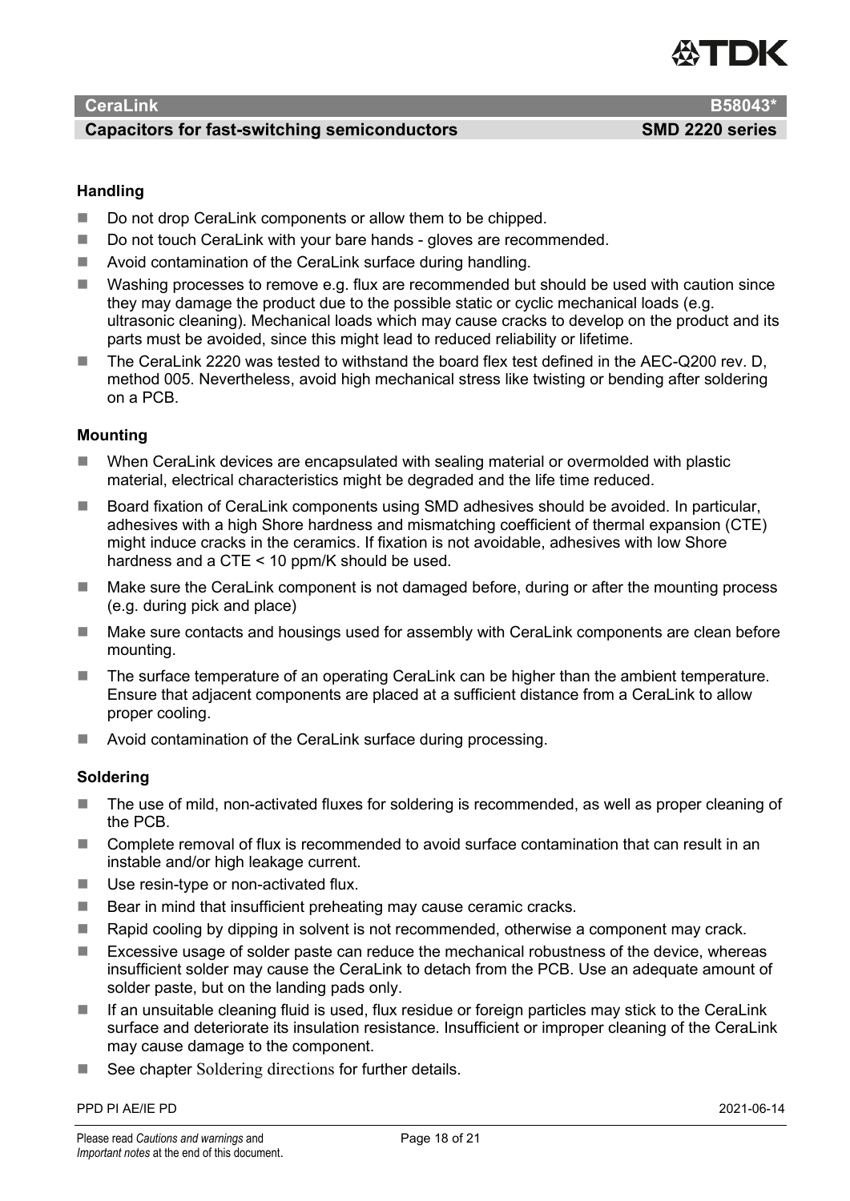### Handling

- Do not drop CeraLink components or allow them to be chipped.
- Do not touch CeraLink with your bare hands - gloves are recommended.
- Avoid contamination of the CeraLink surface during handling.
- Washing processes to remove e.g. flux are recommended but should be used with caution since they may damage the product due to the possible static or cyclic mechanical loads (e.g. ultrasonic cleaning). Mechanical loads which may cause cracks to develop on the product and its parts must be avoided, since this might lead to reduced reliability or lifetime.
- The CeraLink 2220 was tested to withstand the board flex test defined in the AEC-Q200 rev. D, method 005. Nevertheless, avoid high mechanical stress like twisting or bending after soldering on a PCB.

### Mounting

- When CeraLink devices are encapsulated with sealing material or overmolded with plastic material, electrical characteristics might be degraded and the life time reduced.
- Board fixation of CeraLink components using SMD adhesives should be avoided. In particular, adhesives with a high Shore hardness and mismatching coefficient of thermal expansion (CTE) might induce cracks in the ceramics. If fixation is not avoidable, adhesives with low Shore hardness and a CTE < 10 ppm/K should be used.
- Make sure the CeraLink component is not damaged before, during or after the mounting process (e.g. during pick and place)
- Make sure contacts and housings used for assembly with CeraLink components are clean before mounting.
- The surface temperature of an operating CeraLink can be higher than the ambient temperature. Ensure that adjacent components are placed at a sufficient distance from a CeraLink to allow proper cooling.
- Avoid contamination of the CeraLink surface during processing.

### Soldering

- The use of mild, non-activated fluxes for soldering is recommended, as well as proper cleaning of the PCB.
- Complete removal of flux is recommended to avoid surface contamination that can result in an instable and/or high leakage current.
- Use resin-type or non-activated flux.
- Bear in mind that insufficient preheating may cause ceramic cracks.
- Rapid cooling by dipping in solvent is not recommended, otherwise a component may crack.
- Excessive usage of solder paste can reduce the mechanical robustness of the device, whereas insufficient solder may cause the CeraLink to detach from the PCB. Use an adequate amount of solder paste, but on the landing pads only.
- If an unsuitable cleaning fluid is used, flux residue or foreign particles may stick to the CeraLink surface and deteriorate its insulation resistance. Insufficient or improper cleaning of the CeraLink may cause damage to the component.
- See chapter Soldering directions for further details.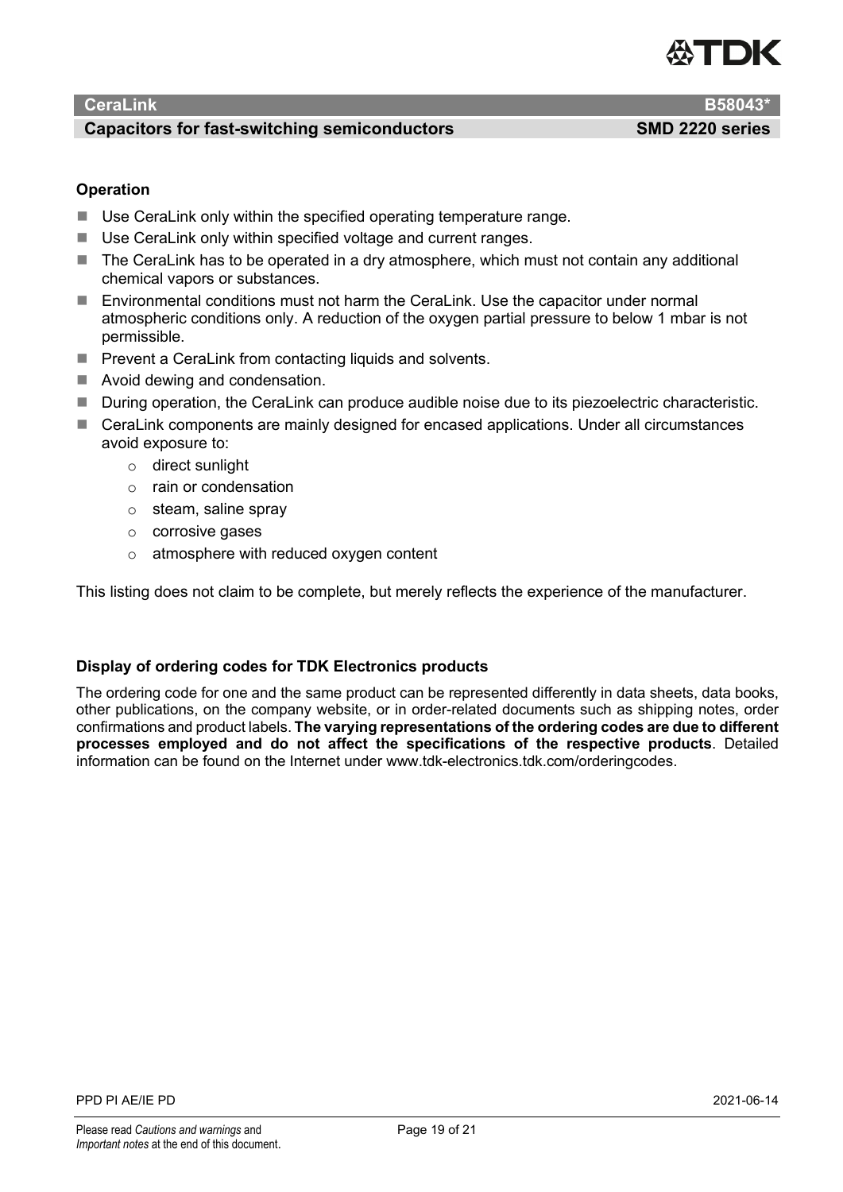**Operation**

- Use CeraLink only within the specified operating temperature range.
- Use CeraLink only within specified voltage and current ranges.
- The CeraLink has to be operated in a dry atmosphere, which must not contain any additional chemical vapors or substances.
- Environmental conditions must not harm the CeraLink. Use the capacitor under normal atmospheric conditions only. A reduction of the oxygen partial pressure to below 1 mbar is not permissible.
- Prevent a CeraLink from contacting liquids and solvents.
- Avoid dewing and condensation.
- During operation, the CeraLink can produce audible noise due to its piezoelectric characteristic.
- CeraLink components are mainly designed for encased applications. Under all circumstances avoid exposure to:
  - direct sunlight
  - rain or condensation
  - steam, saline spray
  - corrosive gases
  - atmosphere with reduced oxygen content

This listing does not claim to be complete, but merely reflects the experience of the manufacturer.

**Display of ordering codes for TDK Electronics products**

The ordering code for one and the same product can be represented differently in data sheets, data books, other publications, on the company website, or in order-related documents such as shipping notes, order confirmations and product labels. **The varying representations of the ordering codes are due to different processes employed and do not affect the specifications of the respective products**. Detailed information can be found on the Internet under www.tdk-electronics.tdk.com/orderingcodes.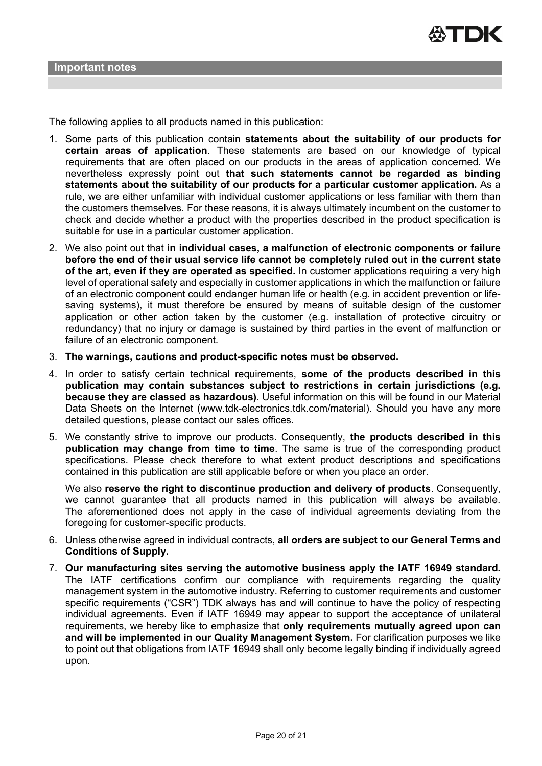## Important notes

The following applies to all products named in this publication:

1. Some parts of this publication contain **statements about the suitability of our products for certain areas of application**. These statements are based on our knowledge of typical requirements that are often placed on our products in the areas of application concerned. We nevertheless expressly point out **that such statements cannot be regarded as binding statements about the suitability of our products for a particular customer application.** As a rule, we are either unfamiliar with individual customer applications or less familiar with them than the customers themselves. For these reasons, it is always ultimately incumbent on the customer to check and decide whether a product with the properties described in the product specification is suitable for use in a particular customer application.
2. We also point out that **in individual cases, a malfunction of electronic components or failure before the end of their usual service life cannot be completely ruled out in the current state of the art, even if they are operated as specified.** In customer applications requiring a very high level of operational safety and especially in customer applications in which the malfunction or failure of an electronic component could endanger human life or health (e.g. in accident prevention or life-saving systems), it must therefore be ensured by means of suitable design of the customer application or other action taken by the customer (e.g. installation of protective circuitry or redundancy) that no injury or damage is sustained by third parties in the event of malfunction or failure of an electronic component.
3. **The warnings, cautions and product-specific notes must be observed.**
4. In order to satisfy certain technical requirements, **some of the products described in this publication may contain substances subject to restrictions in certain jurisdictions (e.g. because they are classed as hazardous)**. Useful information on this will be found in our Material Data Sheets on the Internet (www.tdk-electronics.tdk.com/material). Should you have any more detailed questions, please contact our sales offices.
5. We constantly strive to improve our products. Consequently, **the products described in this publication may change from time to time**. The same is true of the corresponding product specifications. Please check therefore to what extent product descriptions and specifications contained in this publication are still applicable before or when you place an order.

   We also **reserve the right to discontinue production and delivery of products**. Consequently, we cannot guarantee that all products named in this publication will always be available. The aforementioned does not apply in the case of individual agreements deviating from the foregoing for customer-specific products.
6. Unless otherwise agreed in individual contracts, **all orders are subject to our General Terms and Conditions of Supply.**
7. **Our manufacturing sites serving the automotive business apply the IATF 16949 standard.** The IATF certifications confirm our compliance with requirements regarding the quality management system in the automotive industry. Referring to customer requirements and customer specific requirements ("CSR") TDK always has and will continue to have the policy of respecting individual agreements. Even if IATF 16949 may appear to support the acceptance of unilateral requirements, we hereby like to emphasize that **only requirements mutually agreed upon can and will be implemented in our Quality Management System.** For clarification purposes we like to point out that obligations from IATF 16949 shall only become legally binding if individually agreed upon.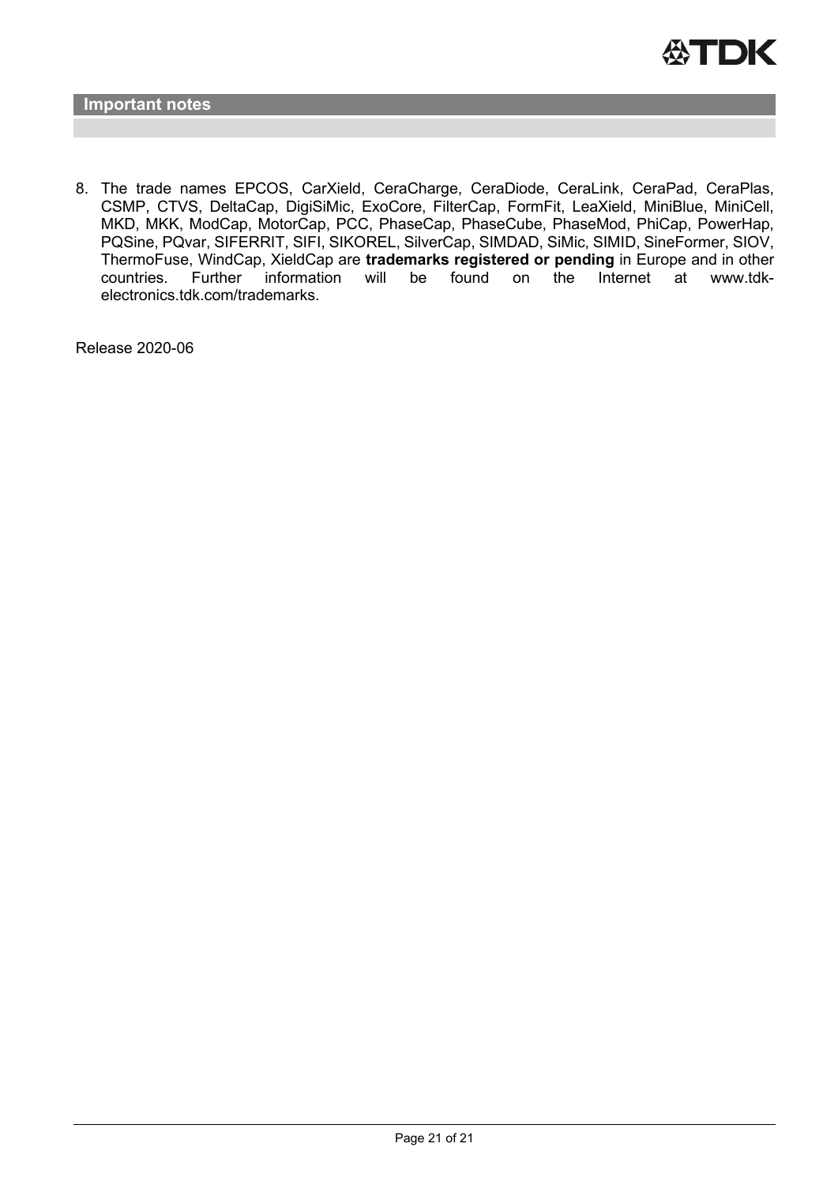## Important notes

8. The trade names EPCOS, CarXield, CeraCharge, CeraDiode, CeraLink, CeraPad, CeraPlas, CSMP, CTVS, DeltaCap, DigiSiMic, ExoCore, FilterCap, FormFit, LeaXield, MiniBlue, MiniCell, MKD, MKK, ModCap, MotorCap, PCC, PhaseCap, PhaseCube, PhaseMod, PhiCap, PowerHap, PQSine, PQvar, SIFERRIT, SIFI, SIKOREL, SilverCap, SIMDAD, SiMic, SIMID, SineFormer, SIOV, ThermoFuse, WindCap, XieldCap are **trademarks registered or pending** in Europe and in other countries. Further information will be found on the Internet at www.tdk-electronics.tdk.com/trademarks.

Release 2020-06